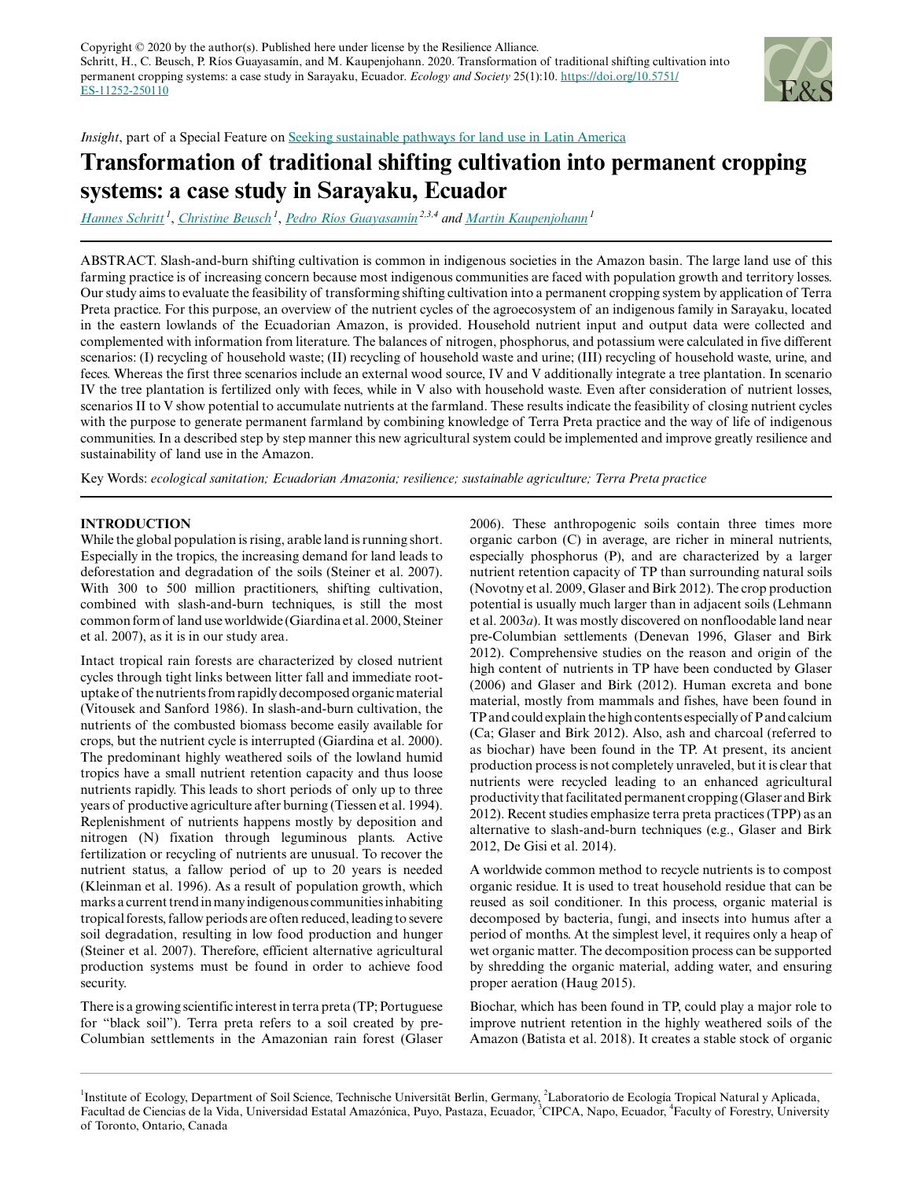Copyright © 2020 by the author(s). Published here under license by the Resilience Alliance.
Schritt, H., C. Beusch, P. Ríos Guayasamín, and M. Kaupenjohann. 2020. Transformation of traditional shifting cultivation into permanent cropping systems: a case study in Sarayaku, Ecuador. *Ecology and Society* 25(1):10. https://doi.org/10.5751/ES-11252-250110

*Insight*, part of a Special Feature on Seeking sustainable pathways for land use in Latin America

# Transformation of traditional shifting cultivation into permanent cropping systems: a case study in Sarayaku, Ecuador

*Hannes Schritt*[1], *Christine Beusch*[1], *Pedro Ríos Guayasamín*[2,3,4] and *Martin Kaupenjohann*[1]

ABSTRACT. Slash-and-burn shifting cultivation is common in indigenous societies in the Amazon basin. The large land use of this farming practice is of increasing concern because most indigenous communities are faced with population growth and territory losses. Our study aims to evaluate the feasibility of transforming shifting cultivation into a permanent cropping system by application of Terra Preta practice. For this purpose, an overview of the nutrient cycles of the agroecosystem of an indigenous family in Sarayaku, located in the eastern lowlands of the Ecuadorian Amazon, is provided. Household nutrient input and output data were collected and complemented with information from literature. The balances of nitrogen, phosphorus, and potassium were calculated in five different scenarios: (I) recycling of household waste; (II) recycling of household waste and urine; (III) recycling of household waste, urine, and feces. Whereas the first three scenarios include an external wood source, IV and V additionally integrate a tree plantation. In scenario IV the tree plantation is fertilized only with feces, while in V also with household waste. Even after consideration of nutrient losses, scenarios II to V show potential to accumulate nutrients at the farmland. These results indicate the feasibility of closing nutrient cycles with the purpose to generate permanent farmland by combining knowledge of Terra Preta practice and the way of life of indigenous communities. In a described step by step manner this new agricultural system could be implemented and improve greatly resilience and sustainability of land use in the Amazon.

Key Words: *ecological sanitation; Ecuadorian Amazonia; resilience; sustainable agriculture; Terra Preta practice*

## INTRODUCTION

While the global population is rising, arable land is running short. Especially in the tropics, the increasing demand for land leads to deforestation and degradation of the soils (Steiner et al. 2007). With 300 to 500 million practitioners, shifting cultivation, combined with slash-and-burn techniques, is still the most common form of land use worldwide (Giardina et al. 2000, Steiner et al. 2007), as it is in our study area.

Intact tropical rain forests are characterized by closed nutrient cycles through tight links between litter fall and immediate root-uptake of the nutrients from rapidly decomposed organic material (Vitousek and Sanford 1986). In slash-and-burn cultivation, the nutrients of the combusted biomass become easily available for crops, but the nutrient cycle is interrupted (Giardina et al. 2000). The predominant highly weathered soils of the lowland humid tropics have a small nutrient retention capacity and thus loose nutrients rapidly. This leads to short periods of only up to three years of productive agriculture after burning (Tiessen et al. 1994). Replenishment of nutrients happens mostly by deposition and nitrogen (N) fixation through leguminous plants. Active fertilization or recycling of nutrients are unusual. To recover the nutrient status, a fallow period of up to 20 years is needed (Kleinman et al. 1996). As a result of population growth, which marks a current trend in many indigenous communities inhabiting tropical forests, fallow periods are often reduced, leading to severe soil degradation, resulting in low food production and hunger (Steiner et al. 2007). Therefore, efficient alternative agricultural production systems must be found in order to achieve food security.

There is a growing scientific interest in terra preta (TP; Portuguese for "black soil"). Terra preta refers to a soil created by pre-Columbian settlements in the Amazonian rain forest (Glaser 2006). These anthropogenic soils contain three times more organic carbon (C) in average, are richer in mineral nutrients, especially phosphorus (P), and are characterized by a larger nutrient retention capacity of TP than surrounding natural soils (Novotny et al. 2009, Glaser and Birk 2012). The crop production potential is usually much larger than in adjacent soils (Lehmann et al. 2003*a*). It was mostly discovered on nonfloodable land near pre-Columbian settlements (Denevan 1996, Glaser and Birk 2012). Comprehensive studies on the reason and origin of the high content of nutrients in TP have been conducted by Glaser (2006) and Glaser and Birk (2012). Human excreta and bone material, mostly from mammals and fishes, have been found in TP and could explain the high contents especially of P and calcium (Ca; Glaser and Birk 2012). Also, ash and charcoal (referred to as biochar) have been found in the TP. At present, its ancient production process is not completely unraveled, but it is clear that nutrients were recycled leading to an enhanced agricultural productivity that facilitated permanent cropping (Glaser and Birk 2012). Recent studies emphasize terra preta practices (TPP) as an alternative to slash-and-burn techniques (e.g., Glaser and Birk 2012, De Gisi et al. 2014).

A worldwide common method to recycle nutrients is to compost organic residue. It is used to treat household residue that can be reused as soil conditioner. In this process, organic material is decomposed by bacteria, fungi, and insects into humus after a period of months. At the simplest level, it requires only a heap of wet organic matter. The decomposition process can be supported by shredding the organic material, adding water, and ensuring proper aeration (Haug 2015).

Biochar, which has been found in TP, could play a major role to improve nutrient retention in the highly weathered soils of the Amazon (Batista et al. 2018). It creates a stable stock of organic

[1]Institute of Ecology, Department of Soil Science, Technische Universität Berlin, Germany, [2]Laboratorio de Ecología Tropical Natural y Aplicada, Facultad de Ciencias de la Vida, Universidad Estatal Amazónica, Puyo, Pastaza, Ecuador, [3]CIPCA, Napo, Ecuador, [4]Faculty of Forestry, University of Toronto, Ontario, Canada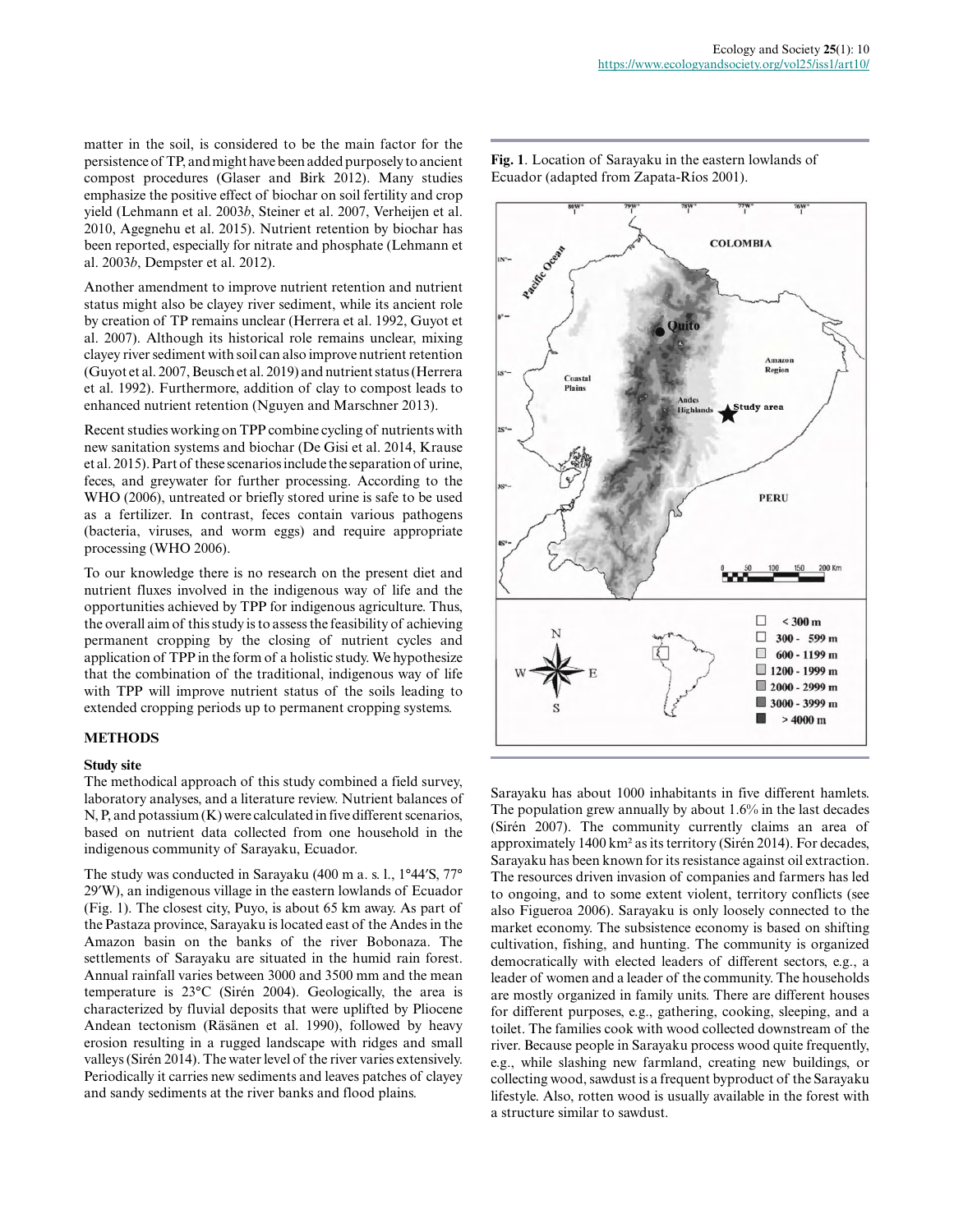matter in the soil, is considered to be the main factor for the persistence of TP, and might have been added purposely to ancient compost procedures (Glaser and Birk 2012). Many studies emphasize the positive effect of biochar on soil fertility and crop yield (Lehmann et al. 2003*b*, Steiner et al. 2007, Verheijen et al. 2010, Agegnehu et al. 2015). Nutrient retention by biochar has been reported, especially for nitrate and phosphate (Lehmann et al. 2003*b*, Dempster et al. 2012).

Another amendment to improve nutrient retention and nutrient status might also be clayey river sediment, while its ancient role by creation of TP remains unclear (Herrera et al. 1992, Guyot et al. 2007). Although its historical role remains unclear, mixing clayey river sediment with soil can also improve nutrient retention (Guyot et al. 2007, Beusch et al. 2019) and nutrient status (Herrera et al. 1992). Furthermore, addition of clay to compost leads to enhanced nutrient retention (Nguyen and Marschner 2013).

Recent studies working on TPP combine cycling of nutrients with new sanitation systems and biochar (De Gisi et al. 2014, Krause et al. 2015). Part of these scenarios include the separation of urine, feces, and greywater for further processing. According to the WHO (2006), untreated or briefly stored urine is safe to be used as a fertilizer. In contrast, feces contain various pathogens (bacteria, viruses, and worm eggs) and require appropriate processing (WHO 2006).

To our knowledge there is no research on the present diet and nutrient fluxes involved in the indigenous way of life and the opportunities achieved by TPP for indigenous agriculture. Thus, the overall aim of this study is to assess the feasibility of achieving permanent cropping by the closing of nutrient cycles and application of TPP in the form of a holistic study. We hypothesize that the combination of the traditional, indigenous way of life with TPP will improve nutrient status of the soils leading to extended cropping periods up to permanent cropping systems.

## METHODS

### Study site

The methodical approach of this study combined a field survey, laboratory analyses, and a literature review. Nutrient balances of N, P, and potassium (K) were calculated in five different scenarios, based on nutrient data collected from one household in the indigenous community of Sarayaku, Ecuador.

The study was conducted in Sarayaku (400 m a. s. l., 1°44′S, 77° 29′W), an indigenous village in the eastern lowlands of Ecuador (Fig. 1). The closest city, Puyo, is about 65 km away. As part of the Pastaza province, Sarayaku is located east of the Andes in the Amazon basin on the banks of the river Bobonaza. The settlements of Sarayaku are situated in the humid rain forest. Annual rainfall varies between 3000 and 3500 mm and the mean temperature is 23°C (Sirén 2004). Geologically, the area is characterized by fluvial deposits that were uplifted by Pliocene Andean tectonism (Räsänen et al. 1990), followed by heavy erosion resulting in a rugged landscape with ridges and small valleys (Sirén 2014). The water level of the river varies extensively. Periodically it carries new sediments and leaves patches of clayey and sandy sediments at the river banks and flood plains.

**Fig. 1**. Location of Sarayaku in the eastern lowlands of Ecuador (adapted from Zapata-Ríos 2001).

Sarayaku has about 1000 inhabitants in five different hamlets. The population grew annually by about 1.6% in the last decades (Sirén 2007). The community currently claims an area of approximately 1400 km² as its territory (Sirén 2014). For decades, Sarayaku has been known for its resistance against oil extraction. The resources driven invasion of companies and farmers has led to ongoing, and to some extent violent, territory conflicts (see also Figueroa 2006). Sarayaku is only loosely connected to the market economy. The subsistence economy is based on shifting cultivation, fishing, and hunting. The community is organized democratically with elected leaders of different sectors, e.g., a leader of women and a leader of the community. The households are mostly organized in family units. There are different houses for different purposes, e.g., gathering, cooking, sleeping, and a toilet. The families cook with wood collected downstream of the river. Because people in Sarayaku process wood quite frequently, e.g., while slashing new farmland, creating new buildings, or collecting wood, sawdust is a frequent byproduct of the Sarayaku lifestyle. Also, rotten wood is usually available in the forest with a structure similar to sawdust.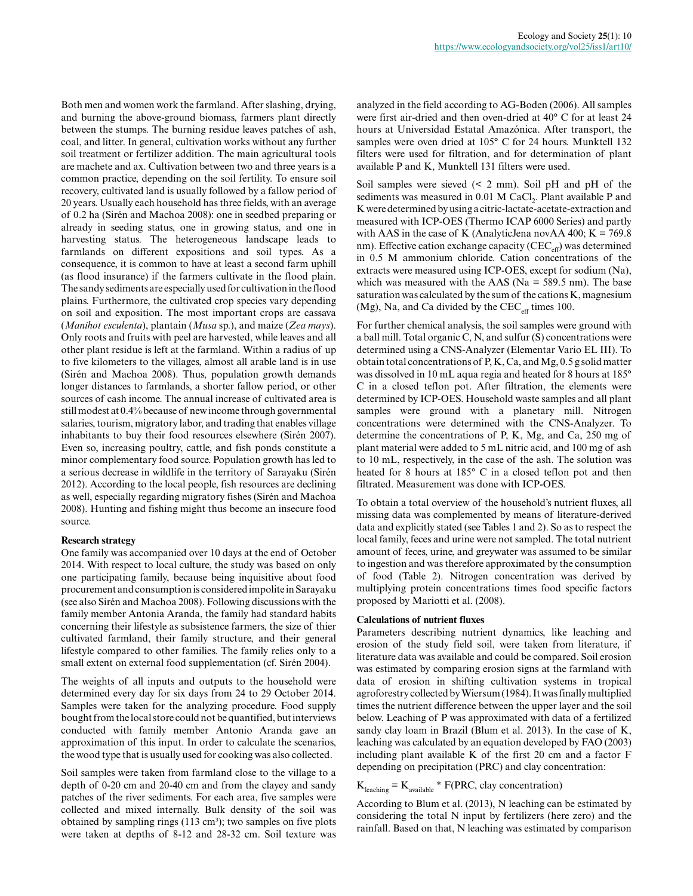Both men and women work the farmland. After slashing, drying, and burning the above-ground biomass, farmers plant directly between the stumps. The burning residue leaves patches of ash, coal, and litter. In general, cultivation works without any further soil treatment or fertilizer addition. The main agricultural tools are machete and ax. Cultivation between two and three years is a common practice, depending on the soil fertility. To ensure soil recovery, cultivated land is usually followed by a fallow period of 20 years. Usually each household has three fields, with an average of 0.2 ha (Sirén and Machoa 2008): one in seedbed preparing or already in seeding status, one in growing status, and one in harvesting status. The heterogeneous landscape leads to farmlands on different expositions and soil types. As a consequence, it is common to have at least a second farm uphill (as flood insurance) if the farmers cultivate in the flood plain. The sandy sediments are especially used for cultivation in the flood plains. Furthermore, the cultivated crop species vary depending on soil and exposition. The most important crops are cassava (*Manihot esculenta*), plantain (*Musa* sp.), and maize (*Zea mays*). Only roots and fruits with peel are harvested, while leaves and all other plant residue is left at the farmland. Within a radius of up to five kilometers to the villages, almost all arable land is in use (Sirén and Machoa 2008). Thus, population growth demands longer distances to farmlands, a shorter fallow period, or other sources of cash income. The annual increase of cultivated area is still modest at 0.4% because of new income through governmental salaries, tourism, migratory labor, and trading that enables village inhabitants to buy their food resources elsewhere (Sirén 2007). Even so, increasing poultry, cattle, and fish ponds constitute a minor complementary food source. Population growth has led to a serious decrease in wildlife in the territory of Sarayaku (Sirén 2012). According to the local people, fish resources are declining as well, especially regarding migratory fishes (Sirén and Machoa 2008). Hunting and fishing might thus become an insecure food source.

### Research strategy

One family was accompanied over 10 days at the end of October 2014. With respect to local culture, the study was based on only one participating family, because being inquisitive about food procurement and consumption is considered impolite in Sarayaku (see also Sirén and Machoa 2008). Following discussions with the family member Antonia Aranda, the family had standard habits concerning their lifestyle as subsistence farmers, the size of thier cultivated farmland, their family structure, and their general lifestyle compared to other families. The family relies only to a small extent on external food supplementation (cf. Sirén 2004).

The weights of all inputs and outputs to the household were determined every day for six days from 24 to 29 October 2014. Samples were taken for the analyzing procedure. Food supply bought from the local store could not be quantified, but interviews conducted with family member Antonio Aranda gave an approximation of this input. In order to calculate the scenarios, the wood type that is usually used for cooking was also collected.

Soil samples were taken from farmland close to the village to a depth of 0-20 cm and 20-40 cm and from the clayey and sandy patches of the river sediments. For each area, five samples were collected and mixed internally. Bulk density of the soil was obtained by sampling rings (113 cm³); two samples on five plots were taken at depths of 8-12 and 28-32 cm. Soil texture was analyzed in the field according to AG-Boden (2006). All samples were first air-dried and then oven-dried at 40° C for at least 24 hours at Universidad Estatal Amazónica. After transport, the samples were oven dried at 105° C for 24 hours. Munktell 132 filters were used for filtration, and for determination of plant available P and K, Munktell 131 filters were used.

Soil samples were sieved (< 2 mm). Soil pH and pH of the sediments was measured in 0.01 M $CaCl_2$. Plant available P and K were determined by using a citric-lactate-acetate-extraction and measured with ICP-OES (Thermo ICAP 6000 Series) and partly with AAS in the case of K (AnalyticJena novAA 400; K = 769.8 nm). Effective cation exchange capacity ($CEC_{eff}$) was determined in 0.5 M ammonium chloride. Cation concentrations of the extracts were measured using ICP-OES, except for sodium (Na), which was measured with the AAS (Na = 589.5 nm). The base saturation was calculated by the sum of the cations K, magnesium (Mg), Na, and Ca divided by the $CEC_{eff}$ times 100.

For further chemical analysis, the soil samples were ground with a ball mill. Total organic C, N, and sulfur (S) concentrations were determined using a CNS-Analyzer (Elementar Vario EL III). To obtain total concentrations of P, K, Ca, and Mg, 0.5 g solid matter was dissolved in 10 mL aqua regia and heated for 8 hours at 185° C in a closed teflon pot. After filtration, the elements were determined by ICP-OES. Household waste samples and all plant samples were ground with a planetary mill. Nitrogen concentrations were determined with the CNS-Analyzer. To determine the concentrations of P, K, Mg, and Ca, 250 mg of plant material were added to 5 mL nitric acid, and 100 mg of ash to 10 mL, respectively, in the case of the ash. The solution was heated for 8 hours at 185° C in a closed teflon pot and then filtrated. Measurement was done with ICP-OES.

To obtain a total overview of the household's nutrient fluxes, all missing data was complemented by means of literature-derived data and explicitly stated (see Tables 1 and 2). So as to respect the local family, feces and urine were not sampled. The total nutrient amount of feces, urine, and greywater was assumed to be similar to ingestion and was therefore approximated by the consumption of food (Table 2). Nitrogen concentration was derived by multiplying protein concentrations times food specific factors proposed by Mariotti et al. (2008).

### Calculations of nutrient fluxes

Parameters describing nutrient dynamics, like leaching and erosion of the study field soil, were taken from literature, if literature data was available and could be compared. Soil erosion was estimated by comparing erosion signs at the farmland with data of erosion in shifting cultivation systems in tropical agroforestry collected by Wiersum (1984). It was finally multiplied times the nutrient difference between the upper layer and the soil below. Leaching of P was approximated with data of a fertilized sandy clay loam in Brazil (Blum et al. 2013). In the case of K, leaching was calculated by an equation developed by FAO (2003) including plant available K of the first 20 cm and a factor F depending on precipitation (PRC) and clay concentration:

$$K_{leaching} = K_{available} * F(\text{PRC, clay concentration})$$

According to Blum et al. (2013), N leaching can be estimated by considering the total N input by fertilizers (here zero) and the rainfall. Based on that, N leaching was estimated by comparison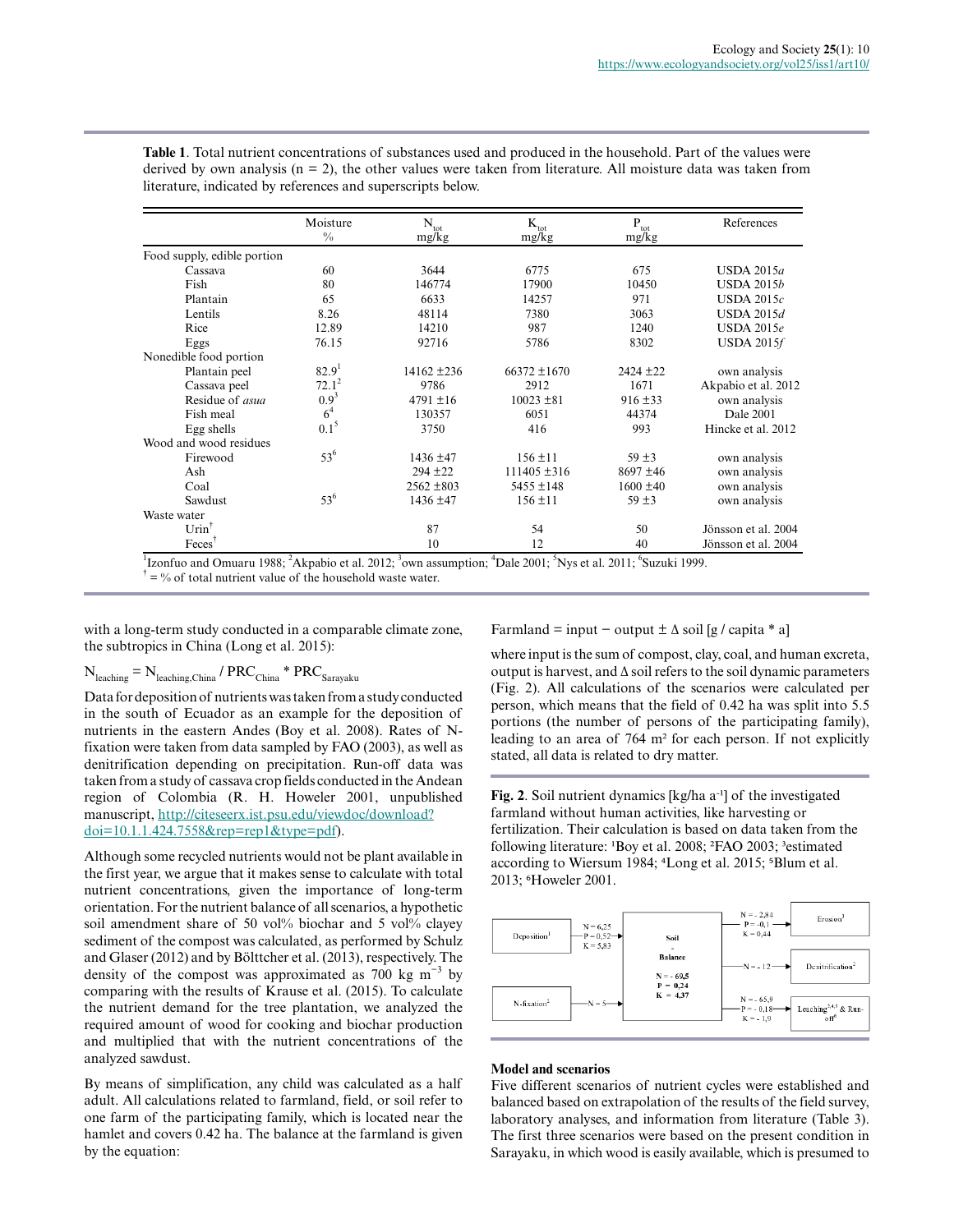**Table 1**. Total nutrient concentrations of substances used and produced in the household. Part of the values were derived by own analysis (n = 2), the other values were taken from literature. All moisture data was taken from literature, indicated by references and superscripts below.

| | Moisture % | $N_{tot}$ mg/kg | $K_{tot}$ mg/kg | $P_{tot}$ mg/kg | References |
|---|---|---|---|---|---|
| Food supply, edible portion | | | | | |
| Cassava | 60 | 3644 | 6775 | 675 | USDA 2015*a* |
| Fish | 80 | 146774 | 17900 | 10450 | USDA 2015*b* |
| Plantain | 65 | 6633 | 14257 | 971 | USDA 2015*c* |
| Lentils | 8.26 | 48114 | 7380 | 3063 | USDA 2015*d* |
| Rice | 12.89 | 14210 | 987 | 1240 | USDA 2015*e* |
| Eggs | 76.15 | 92716 | 5786 | 8302 | USDA 2015*f* |
| Nonedible food portion | | | | | |
| Plantain peel | 82.9[1] | 14162 ±236 | 66372 ±1670 | 2424 ±22 | own analysis |
| Cassava peel | 72.1[2] | 9786 | 2912 | 1671 | Akpabio et al. 2012 |
| Residue of *asua* | 0.9[3] | 4791 ±16 | 10023 ±81 | 916 ±33 | own analysis |
| Fish meal | 6[4] | 130357 | 6051 | 44374 | Dale 2001 |
| Egg shells | 0.1[5] | 3750 | 416 | 993 | Hincke et al. 2012 |
| Wood and wood residues | | | | | |
| Firewood | 53[6] | 1436 ±47 | 156 ±11 | 59 ±3 | own analysis |
| Ash | | 294 ±22 | 111405 ±316 | 8697 ±46 | own analysis |
| Coal | | 2562 ±803 | 5455 ±148 | 1600 ±40 | own analysis |
| Sawdust | 53[6] | 1436 ±47 | 156 ±11 | 59 ±3 | own analysis |
| Waste water | | | | | |
| Urin[†] | | 87 | 54 | 50 | Jönsson et al. 2004 |
| Feces[†] | | 10 | 12 | 40 | Jönsson et al. 2004 |

[1]Izonfuo and Omuaru 1988; [2]Akpabio et al. 2012; [3]own assumption; [4]Dale 2001; [5]Nys et al. 2011; [6]Suzuki 1999.
[†] = % of total nutrient value of the household waste water.

with a long-term study conducted in a comparable climate zone, the subtropics in China (Long et al. 2015):

$$N_{leaching} = N_{leaching,China} / PRC_{China} * PRC_{Sarayaku}$$

Data for deposition of nutrients was taken from a study conducted in the south of Ecuador as an example for the deposition of nutrients in the eastern Andes (Boy et al. 2008). Rates of N-fixation were taken from data sampled by FAO (2003), as well as denitrification depending on precipitation. Run-off data was taken from a study of cassava crop fields conducted in the Andean region of Colombia (R. H. Howeler 2001, unpublished manuscript, http://citeseerx.ist.psu.edu/viewdoc/download?doi=10.1.1.424.7558&rep=rep1&type=pdf).

Although some recycled nutrients would not be plant available in the first year, we argue that it makes sense to calculate with total nutrient concentrations, given the importance of long-term orientation. For the nutrient balance of all scenarios, a hypothetic soil amendment share of 50 vol% biochar and 5 vol% clayey sediment of the compost was calculated, as performed by Schulz and Glaser (2012) and by Böltcher et al. (2013), respectively. The density of the compost was approximated as 700 kg $m^{-3}$ by comparing with the results of Krause et al. (2015). To calculate the nutrient demand for the tree plantation, we analyzed the required amount of wood for cooking and biochar production and multiplied that with the nutrient concentrations of the analyzed sawdust.

By means of simplification, any child was calculated as a half adult. All calculations related to farmland, field, or soil refer to one farm of the participating family, which is located near the hamlet and covers 0.42 ha. The balance at the farmland is given by the equation:

$$\text{Farmland} = \text{input} - \text{output} \pm \Delta \text{ soil } [g / capita * a]$$

where input is the sum of compost, clay, coal, and human excreta, output is harvest, and Δ soil refers to the soil dynamic parameters (Fig. 2). All calculations of the scenarios were calculated per person, which means that the field of 0.42 ha was split into 5.5 portions (the number of persons of the participating family), leading to an area of 764 m² for each person. If not explicitly stated, all data is related to dry matter.

**Fig. 2**. Soil nutrient dynamics [kg/ha $a^{-1}$] of the investigated farmland without human activities, like harvesting or fertilization. Their calculation is based on data taken from the following literature: [1]Boy et al. 2008; [2]FAO 2003; [3]estimated according to Wiersum 1984; [4]Long et al. 2015; [5]Blum et al. 2013; [6]Howeler 2001.

| Flow | N | P | K |
|---|---|---|---|
| Deposition[1] → Soil | 6,25 | 0,52 | 5,83 |
| N-fixation[2] → Soil | 5 | | |
| Soil → Erosion[3] | - 2,84 | -0,1 | - 0,44 |
| Soil → Denitrification[2] | - 12 | | |
| Soil → Leaching[2,4,5] & Run-off[6] | - 65,9 | - 0,18 | - 1,9 |
| Soil Balance | - 69,5 | 0,24 | 4,37 |

### Model and scenarios

Five different scenarios of nutrient cycles were established and balanced based on extrapolation of the results of the field survey, laboratory analyses, and information from literature (Table 3). The first three scenarios were based on the present condition in Sarayaku, in which wood is easily available, which is presumed to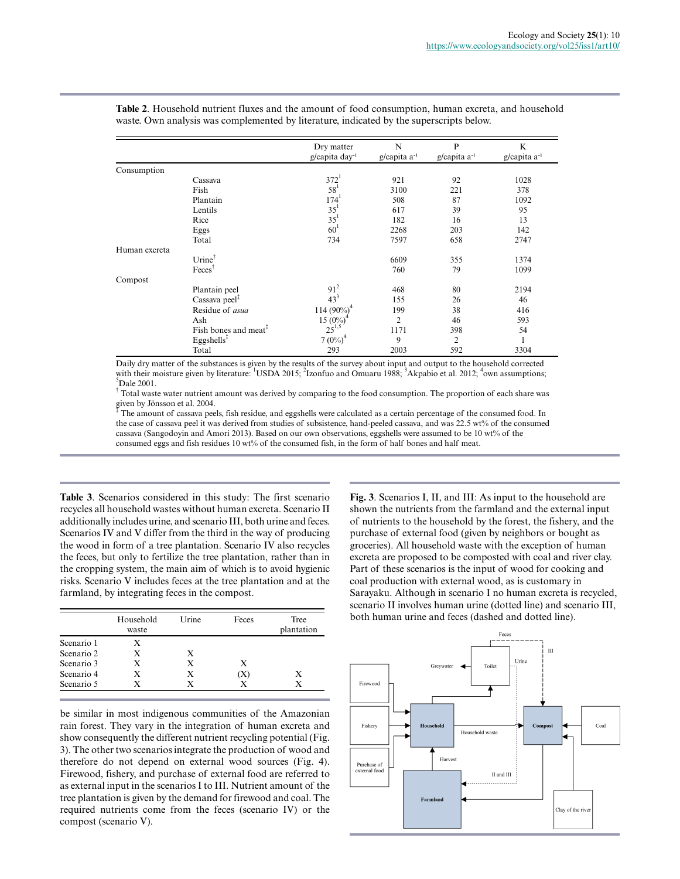**Table 2**. Household nutrient fluxes and the amount of food consumption, human excreta, and household waste. Own analysis was complemented by literature, indicated by the superscripts below.

| | | Dry matter g/capita day⁻¹ | N g/capita a⁻¹ | P g/capita a⁻¹ | K g/capita a⁻¹ |
|---|---|---|---|---|---|
| Consumption | | | | | |
| | Cassava | 372[1] | 921 | 92 | 1028 |
| | Fish | 58[1] | 3100 | 221 | 378 |
| | Plantain | 174[1] | 508 | 87 | 1092 |
| | Lentils | 35[1] | 617 | 39 | 95 |
| | Rice | 35[1] | 182 | 16 | 13 |
| | Eggs | 60[1] | 2268 | 203 | 142 |
| | Total | 734 | 7597 | 658 | 2747 |
| Human excreta | | | | | |
| | Urine[†] | | 6609 | 355 | 1374 |
| | Feces[†] | | 760 | 79 | 1099 |
| Compost | | | | | |
| | Plantain peel | 91[2] | 468 | 80 | 2194 |
| | Cassava peel[‡] | 43[3] | 155 | 26 | 46 |
| | Residue of *asua* | 114 (90%)[4] | 199 | 38 | 416 |
| | Ash | 15 (0%)[4] | 2 | 46 | 593 |
| | Fish bones and meat[‡] | 25[1,5] | 1171 | 398 | 54 |
| | Eggshells[‡] | 7 (0%)[4] | 9 | 2 | 1 |
| | Total | 293 | 2003 | 592 | 3304 |

Daily dry matter of the substances is given by the results of the survey about input and output to the household corrected with their moisture given by literature: [1]USDA 2015; [2]Izonfuo and Omuaru 1988; [3]Akpabio et al. 2012; [4]own assumptions; [5]Dale 2001.

[†] Total waste water nutrient amount was derived by comparing to the food consumption. The proportion of each share was given by Jönsson et al. 2004.

[‡] The amount of cassava peels, fish residue, and eggshells were calculated as a certain percentage of the consumed food. In the case of cassava peel it was derived from studies of subsistence, hand-peeled cassava, and was 22.5 wt% of the consumed cassava (Sangodoyin and Amori 2013). Based on our own observations, eggshells were assumed to be 10 wt% of the consumed eggs and fish residues 10 wt% of the consumed fish, in the form of half bones and half meat.

**Table 3**. Scenarios considered in this study: The first scenario recycles all household wastes without human excreta. Scenario II additionally includes urine, and scenario III, both urine and feces. Scenarios IV and V differ from the third in the way of producing the wood in form of a tree plantation. Scenario IV also recycles the feces, but only to fertilize the tree plantation, rather than in the cropping system, the main aim of which is to avoid hygienic risks. Scenario V includes feces at the tree plantation and at the farmland, by integrating feces in the compost.

| | Household waste | Urine | Feces | Tree plantation |
|---|---|---|---|---|
| Scenario 1 | X | | | |
| Scenario 2 | X | X | | |
| Scenario 3 | X | X | X | |
| Scenario 4 | X | X | (X) | X |
| Scenario 5 | X | X | X | X |

be similar in most indigenous communities of the Amazonian rain forest. They vary in the integration of human excreta and show consequently the different nutrient recycling potential (Fig. 3). The other two scenarios integrate the production of wood and therefore do not depend on external wood sources (Fig. 4). Firewood, fishery, and purchase of external food are referred to as external input in the scenarios I to III. Nutrient amount of the tree plantation is given by the demand for firewood and coal. The required nutrients come from the feces (scenario IV) or the compost (scenario V).

**Fig. 3**. Scenarios I, II, and III: As input to the household are shown the nutrients from the farmland and the external input of nutrients to the household by the forest, the fishery, and the purchase of external food (given by neighbors or bought as groceries). All household waste with the exception of human excreta are proposed to be composted with coal and river clay. Part of these scenarios is the input of wood for cooking and coal production with external wood, as is customary in Sarayaku. Although in scenario I no human excreta is recycled, scenario II involves human urine (dotted line) and scenario III, both human urine and feces (dashed and dotted line).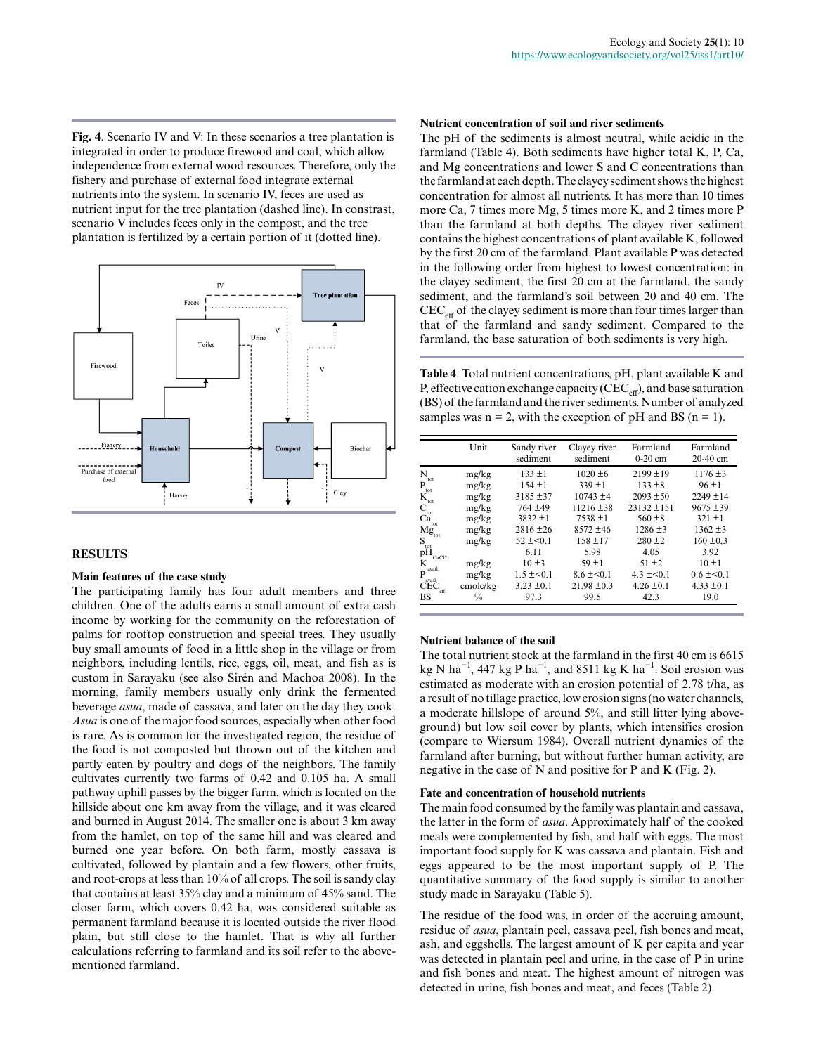**Fig. 4**. Scenario IV and V: In these scenarios a tree plantation is integrated in order to produce firewood and coal, which allow independence from external wood resources. Therefore, only the fishery and purchase of external food integrate external nutrients into the system. In scenario IV, feces are used as nutrient input for the tree plantation (dashed line). In constrast, scenario V includes feces only in the compost, and the tree plantation is fertilized by a certain portion of it (dotted line).

## RESULTS

### Main features of the case study

The participating family has four adult members and three children. One of the adults earns a small amount of extra cash income by working for the community on the reforestation of palms for rooftop construction and special trees. They usually buy small amounts of food in a little shop in the village or from neighbors, including lentils, rice, eggs, oil, meat, and fish as is custom in Sarayaku (see also Sirén and Machoa 2008). In the morning, family members usually only drink the fermented beverage *asua*, made of cassava, and later on the day they cook. *Asua* is one of the major food sources, especially when other food is rare. As is common for the investigated region, the residue of the food is not composted but thrown out of the kitchen and partly eaten by poultry and dogs of the neighbors. The family cultivates currently two farms of 0.42 and 0.105 ha. A small pathway uphill passes by the bigger farm, which is located on the hillside about one km away from the village, and it was cleared and burned in August 2014. The smaller one is about 3 km away from the hamlet, on top of the same hill and was cleared and burned one year before. On both farm, mostly cassava is cultivated, followed by plantain and a few flowers, other fruits, and root-crops at less than 10% of all crops. The soil is sandy clay that contains at least 35% clay and a minimum of 45% sand. The closer farm, which covers 0.42 ha, was considered suitable as permanent farmland because it is located outside the river flood plain, but still close to the hamlet. That is why all further calculations referring to farmland and its soil refer to the above-mentioned farmland.

### Nutrient concentration of soil and river sediments

The pH of the sediments is almost neutral, while acidic in the farmland (Table 4). Both sediments have higher total K, P, Ca, and Mg concentrations and lower S and C concentrations than the farmland at each depth. The clayey sediment shows the highest concentration for almost all nutrients. It has more than 10 times more Ca, 7 times more Mg, 5 times more K, and 2 times more P than the farmland at both depths. The clayey river sediment contains the highest concentrations of plant available K, followed by the first 20 cm of the farmland. Plant available P was detected in the following order from highest to lowest concentration: in the clayey sediment, the first 20 cm at the farmland, the sandy sediment, and the farmland's soil between 20 and 40 cm. The $CEC_{eff}$ of the clayey sediment is more than four times larger than that of the farmland and sandy sediment. Compared to the farmland, the base saturation of both sediments is very high.

**Table 4**. Total nutrient concentrations, pH, plant available K and P, effective cation exchange capacity ($CEC_{eff}$), and base saturation (BS) of the farmland and the river sediments. Number of analyzed samples was n = 2, with the exception of pH and BS (n = 1).

| | Unit | Sandy river sediment | Clayey river sediment | Farmland 0-20 cm | Farmland 20-40 cm |
|---|---|---|---|---|---|
| $N_{tot}$ | mg/kg | 133 ±1 | 1020 ±6 | 2199 ±19 | 1176 ±3 |
| $P_{tot}$ | mg/kg | 154 ±1 | 339 ±1 | 133 ±8 | 96 ±1 |
| $K_{tot}$ | mg/kg | 3185 ±37 | 10743 ±4 | 2093 ±50 | 2249 ±14 |
| $C_{tot}$ | mg/kg | 764 ±49 | 11216 ±38 | 23132 ±151 | 9675 ±39 |
| $Ca_{tot}$ | mg/kg | 3832 ±1 | 7538 ±1 | 560 ±8 | 321 ±1 |
| $Mg_{tot}$ | mg/kg | 2816 ±26 | 8572 ±46 | 1286 ±3 | 1362 ±3 |
| $S_{tot}$ | mg/kg | 52 ±<0.1 | 158 ±17 | 280 ±2 | 160 ±0,3 |
| $pH_{CaCl2}$ | | 6.11 | 5.98 | 4.05 | 3.92 |
| $K_{avail.}$ | mg/kg | 10 ±3 | 59 ±1 | 51 ±2 | 10 ±1 |
| $P_{avail.}$ | mg/kg | 1.5 ±<0.1 | 8.6 ±<0.1 | 4.3 ±<0.1 | 0.6 ±<0.1 |
| $CEC_{eff.}$ | cmolc/kg | 3.23 ±0.1 | 21.98 ±0.3 | 4.26 ±0.1 | 4.33 ±0.1 |
| BS | % | 97.3 | 99.5 | 42.3 | 19.0 |

### Nutrient balance of the soil

The total nutrient stock at the farmland in the first 40 cm is 6615 kg N $ha^{-1}$, 447 kg P $ha^{-1}$, and 8511 kg K $ha^{-1}$. Soil erosion was estimated as moderate with an erosion potential of 2.78 t/ha, as a result of no tillage practice, low erosion signs (no water channels, a moderate hillslope of around 5%, and still litter lying above-ground) but low soil cover by plants, which intensifies erosion (compare to Wiersum 1984). Overall nutrient dynamics of the farmland after burning, but without further human activity, are negative in the case of N and positive for P and K (Fig. 2).

### Fate and concentration of household nutrients

The main food consumed by the family was plantain and cassava, the latter in the form of *asua*. Approximately half of the cooked meals were complemented by fish, and half with eggs. The most important food supply for K was cassava and plantain. Fish and eggs appeared to be the most important supply of P. The quantitative summary of the food supply is similar to another study made in Sarayaku (Table 5).

The residue of the food was, in order of the accruing amount, residue of *asua*, plantain peel, cassava peel, fish bones and meat, ash, and eggshells. The largest amount of K per capita and year was detected in plantain peel and urine, in the case of P in urine and fish bones and meat. The highest amount of nitrogen was detected in urine, fish bones and meat, and feces (Table 2).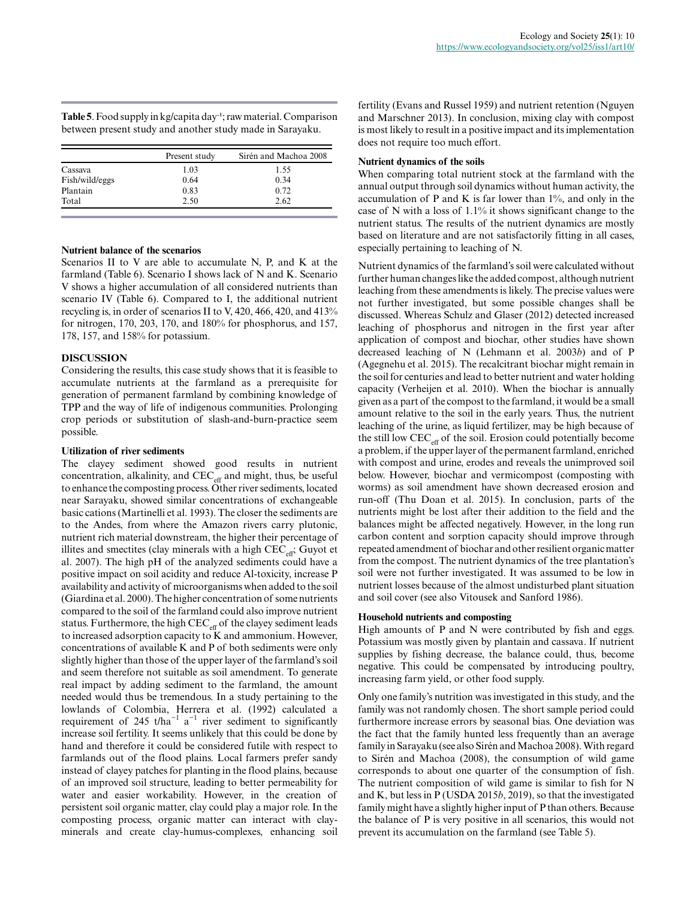**Table 5**. Food supply in kg/capita day$^{-1}$; raw material. Comparison between present study and another study made in Sarayaku.

| | Present study | Sirén and Machoa 2008 |
|---|---|---|
| Cassava | 1.03 | 1.55 |
| Fish/wild/eggs | 0.64 | 0.34 |
| Plantain | 0.83 | 0.72 |
| Total | 2.50 | 2.62 |

### Nutrient balance of the scenarios

Scenarios II to V are able to accumulate N, P, and K at the farmland (Table 6). Scenario I shows lack of N and K. Scenario V shows a higher accumulation of all considered nutrients than scenario IV (Table 6). Compared to I, the additional nutrient recycling is, in order of scenarios II to V, at 420, 466, 420, and 413% for nitrogen, 170, 203, 170, and 180% for phosphorus, and 157, 178, 157, and 158% for potassium.

## DISCUSSION

Considering the results, this case study shows that it is feasible to accumulate nutrients at the farmland as a prerequisite for generation of permanent farmland by combining knowledge of TPP and the way of life of indigenous communities. Prolonging crop periods or substitution of slash-and-burn-practice seem possible.

### Utilization of river sediments

The clayey sediment showed good results in nutrient concentration, alkalinity, and $CEC_{eff}$ and might, thus, be useful to enhance the composting process. Other river sediments, located near Sarayaku, showed similar concentrations of exchangeable basic cations (Martinelli et al. 1993). The closer the sediments are to the Andes, from where the Amazon rivers carry plutonic, nutrient rich material downstream, the higher their percentage of illites and smectites (clay minerals with a high $CEC_{eff}$; Guyot et al. 2007). The high pH of the analyzed sediments could have a positive impact on soil acidity and reduce Al-toxicity, increase P availability and activity of microorganisms when added to the soil (Giardina et al. 2000). The higher concentration of some nutrients compared to the soil of the farmland could also improve nutrient status. Furthermore, the high $CEC_{eff}$ of the clayey sediment leads to increased adsorption capacity to K and ammonium. However, concentrations of available K and P of both sediments were only slightly higher than those of the upper layer of the farmland's soil and seem therefore not suitable as soil amendment. To generate real impact by adding sediment to the farmland, the amount needed would thus be tremendous. In a study pertaining to the lowlands of Colombia, Herrera et al. (1992) calculated a requirement of 245 t/ha$^{-1}$ a$^{-1}$ river sediment to significantly increase soil fertility. It seems unlikely that this could be done by hand and therefore it could be considered futile with respect to farmlands out of the flood plains. Local farmers prefer sandy instead of clayey patches for planting in the flood plains, because of an improved soil structure, leading to better permeability for water and easier workability. However, in the creation of persistent soil organic matter, clay could play a major role. In the composting process, organic matter can interact with clay-minerals and create clay-humus-complexes, enhancing soil fertility (Evans and Russel 1959) and nutrient retention (Nguyen and Marschner 2013). In conclusion, mixing clay with compost is most likely to result in a positive impact and its implementation does not require too much effort.

### Nutrient dynamics of the soils

When comparing total nutrient stock at the farmland with the annual output through soil dynamics without human activity, the accumulation of P and K is far lower than 1%, and only in the case of N with a loss of 1.1% it shows significant change to the nutrient status. The results of the nutrient dynamics are mostly based on literature and are not satisfactorily fitting in all cases, especially pertaining to leaching of N.

Nutrient dynamics of the farmland's soil were calculated without further human changes like the added compost, although nutrient leaching from these amendments is likely. The precise values were not further investigated, but some possible changes shall be discussed. Whereas Schulz and Glaser (2012) detected increased leaching of phosphorus and nitrogen in the first year after application of compost and biochar, other studies have shown decreased leaching of N (Lehmann et al. 2003*b*) and of P (Agegnehu et al. 2015). The recalcitrant biochar might remain in the soil for centuries and lead to better nutrient and water holding capacity (Verheijen et al. 2010). When the biochar is annually given as a part of the compost to the farmland, it would be a small amount relative to the soil in the early years. Thus, the nutrient leaching of the urine, as liquid fertilizer, may be high because of the still low $CEC_{eff}$ of the soil. Erosion could potentially become a problem, if the upper layer of the permanent farmland, enriched with compost and urine, erodes and reveals the unimproved soil below. However, biochar and vermicompost (composting with worms) as soil amendment have shown decreased erosion and run-off (Thu Doan et al. 2015). In conclusion, parts of the nutrients might be lost after their addition to the field and the balances might be affected negatively. However, in the long run carbon content and sorption capacity should improve through repeated amendment of biochar and other resilient organic matter from the compost. The nutrient dynamics of the tree plantation's soil were not further investigated. It was assumed to be low in nutrient losses because of the almost undisturbed plant situation and soil cover (see also Vitousek and Sanford 1986).

### Household nutrients and composting

High amounts of P and N were contributed by fish and eggs. Potassium was mostly given by plantain and cassava. If nutrient supplies by fishing decrease, the balance could, thus, become negative. This could be compensated by introducing poultry, increasing farm yield, or other food supply.

Only one family's nutrition was investigated in this study, and the family was not randomly chosen. The short sample period could furthermore increase errors by seasonal bias. One deviation was the fact that the family hunted less frequently than an average family in Sarayaku (see also Sirén and Machoa 2008). With regard to Sirén and Machoa (2008), the consumption of wild game corresponds to about one quarter of the consumption of fish. The nutrient composition of wild game is similar to fish for N and K, but less in P (USDA 2015*b*, 2019), so that the investigated family might have a slightly higher input of P than others. Because the balance of P is very positive in all scenarios, this would not prevent its accumulation on the farmland (see Table 5).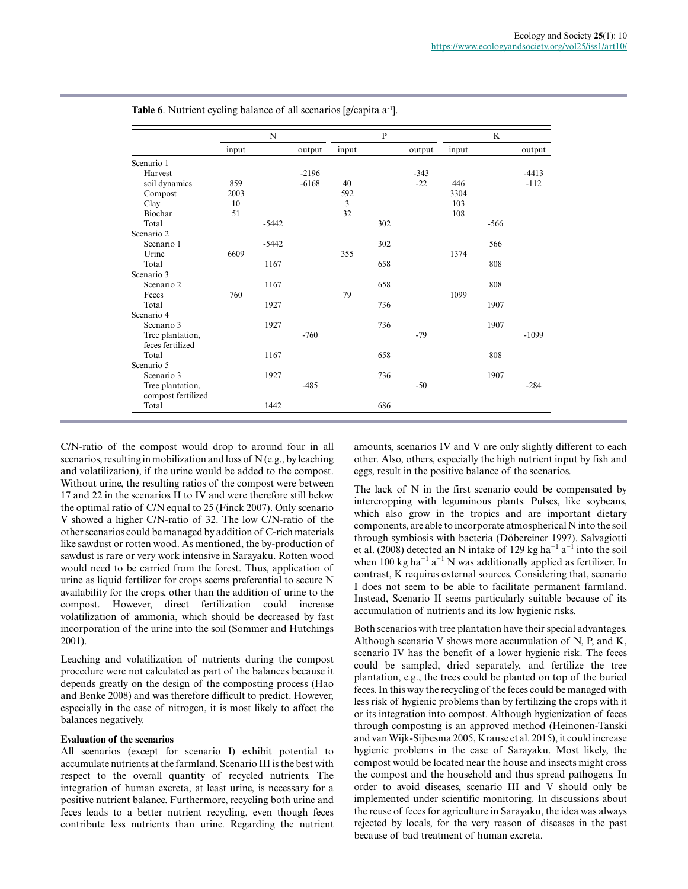**Table 6**. Nutrient cycling balance of all scenarios [g/capita a$^{-1}$].

| | N | | | P | | | K | | |
|---|---|---|---|---|---|---|---|---|---|
| | input | | output | input | | output | input | | output |
| Scenario 1 | | | | | | | | | |
| Harvest | | | -2196 | | | -343 | | | -4413 |
| soil dynamics | 859 | | -6168 | 40 | | -22 | 446 | | -112 |
| Compost | 2003 | | | 592 | | | 3304 | | |
| Clay | 10 | | | 3 | | | 103 | | |
| Biochar | 51 | | | 32 | | | 108 | | |
| Total | | -5442 | | | 302 | | | -566 | |
| Scenario 2 | | | | | | | | | |
| Scenario 1 | | -5442 | | | 302 | | | 566 | |
| Urine | 6609 | | | 355 | | | 1374 | | |
| Total | | 1167 | | | 658 | | | 808 | |
| Scenario 3 | | | | | | | | | |
| Scenario 2 | | 1167 | | | 658 | | | 808 | |
| Feces | 760 | | | 79 | | | 1099 | | |
| Total | | 1927 | | | 736 | | | 1907 | |
| Scenario 4 | | | | | | | | | |
| Scenario 3 | | 1927 | | | 736 | | | 1907 | |
| Tree plantation, feces fertilized | | | -760 | | | -79 | | | -1099 |
| Total | | 1167 | | | 658 | | | 808 | |
| Scenario 5 | | | | | | | | | |
| Scenario 3 | | 1927 | | | 736 | | | 1907 | |
| Tree plantation, compost fertilized | | | -485 | | | -50 | | | -284 |
| Total | | 1442 | | | 686 | | | | |

C/N-ratio of the compost would drop to around four in all scenarios, resulting in mobilization and loss of N (e.g., by leaching and volatilization), if the urine would be added to the compost. Without urine, the resulting ratios of the compost were between 17 and 22 in the scenarios II to IV and were therefore still below the optimal ratio of C/N equal to 25 (Finck 2007). Only scenario V showed a higher C/N-ratio of 32. The low C/N-ratio of the other scenarios could be managed by addition of C-rich materials like sawdust or rotten wood. As mentioned, the by-production of sawdust is rare or very work intensive in Sarayaku. Rotten wood would need to be carried from the forest. Thus, application of urine as liquid fertilizer for crops seems preferential to secure N availability for the crops, other than the addition of urine to the compost. However, direct fertilization could increase volatilization of ammonia, which should be decreased by fast incorporation of the urine into the soil (Sommer and Hutchings 2001).

Leaching and volatilization of nutrients during the compost procedure were not calculated as part of the balances because it depends greatly on the design of the composting process (Hao and Benke 2008) and was therefore difficult to predict. However, especially in the case of nitrogen, it is most likely to affect the balances negatively.

### Evaluation of the scenarios

All scenarios (except for scenario I) exhibit potential to accumulate nutrients at the farmland. Scenario III is the best with respect to the overall quantity of recycled nutrients. The integration of human excreta, at least urine, is necessary for a positive nutrient balance. Furthermore, recycling both urine and feces leads to a better nutrient recycling, even though feces contribute less nutrients than urine. Regarding the nutrient amounts, scenarios IV and V are only slightly different to each other. Also, others, especially the high nutrient input by fish and eggs, result in the positive balance of the scenarios.

The lack of N in the first scenario could be compensated by intercropping with leguminous plants. Pulses, like soybeans, which also grow in the tropics and are important dietary components, are able to incorporate atmospherical N into the soil through symbiosis with bacteria (Döbereiner 1997). Salvagiotti et al. (2008) detected an N intake of 129 kg ha$^{-1}$ a$^{-1}$ into the soil when 100 kg ha$^{-1}$ a$^{-1}$ N was additionally applied as fertilizer. In contrast, K requires external sources. Considering that, scenario I does not seem to be able to facilitate permanent farmland. Instead, Scenario II seems particularly suitable because of its accumulation of nutrients and its low hygienic risks.

Both scenarios with tree plantation have their special advantages. Although scenario V shows more accumulation of N, P, and K, scenario IV has the benefit of a lower hygienic risk. The feces could be sampled, dried separately, and fertilize the tree plantation, e.g., the trees could be planted on top of the buried feces. In this way the recycling of the feces could be managed with less risk of hygienic problems than by fertilizing the crops with it or its integration into compost. Although hygienization of feces through composting is an approved method (Heinonen-Tanski and van Wijk-Sijbesma 2005, Krause et al. 2015), it could increase hygienic problems in the case of Sarayaku. Most likely, the compost would be located near the house and insects might cross the compost and the household and thus spread pathogens. In order to avoid diseases, scenario III and V should only be implemented under scientific monitoring. In discussions about the reuse of feces for agriculture in Sarayaku, the idea was always rejected by locals, for the very reason of diseases in the past because of bad treatment of human excreta.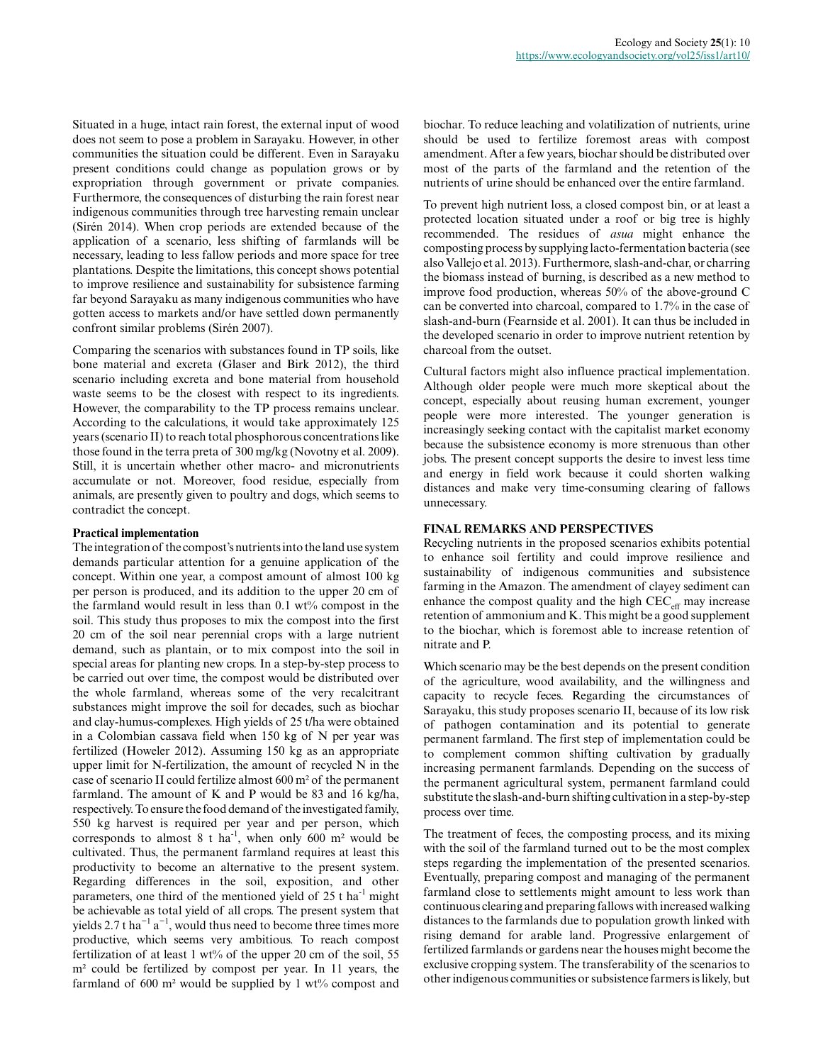Situated in a huge, intact rain forest, the external input of wood does not seem to pose a problem in Sarayaku. However, in other communities the situation could be different. Even in Sarayaku present conditions could change as population grows or by expropriation through government or private companies. Furthermore, the consequences of disturbing the rain forest near indigenous communities through tree harvesting remain unclear (Sirén 2014). When crop periods are extended because of the application of a scenario, less shifting of farmlands will be necessary, leading to less fallow periods and more space for tree plantations. Despite the limitations, this concept shows potential to improve resilience and sustainability for subsistence farming far beyond Sarayaku as many indigenous communities who have gotten access to markets and/or have settled down permanently confront similar problems (Sirén 2007).

Comparing the scenarios with substances found in TP soils, like bone material and excreta (Glaser and Birk 2012), the third scenario including excreta and bone material from household waste seems to be the closest with respect to its ingredients. However, the comparability to the TP process remains unclear. According to the calculations, it would take approximately 125 years (scenario II) to reach total phosphorous concentrations like those found in the terra preta of 300 mg/kg (Novotny et al. 2009). Still, it is uncertain whether other macro- and micronutrients accumulate or not. Moreover, food residue, especially from animals, are presently given to poultry and dogs, which seems to contradict the concept.

### Practical implementation

The integration of the compost's nutrients into the land use system demands particular attention for a genuine application of the concept. Within one year, a compost amount of almost 100 kg per person is produced, and its addition to the upper 20 cm of the farmland would result in less than 0.1 wt% compost in the soil. This study thus proposes to mix the compost into the first 20 cm of the soil near perennial crops with a large nutrient demand, such as plantain, or to mix compost into the soil in special areas for planting new crops. In a step-by-step process to be carried out over time, the compost would be distributed over the whole farmland, whereas some of the very recalcitrant substances might improve the soil for decades, such as biochar and clay-humus-complexes. High yields of 25 t/ha were obtained in a Colombian cassava field when 150 kg of N per year was fertilized (Howeler 2012). Assuming 150 kg as an appropriate upper limit for N-fertilization, the amount of recycled N in the case of scenario II could fertilize almost 600 m² of the permanent farmland. The amount of K and P would be 83 and 16 kg/ha, respectively. To ensure the food demand of the investigated family, 550 kg harvest is required per year and per person, which corresponds to almost 8 t $ha^{-1}$, when only 600 m² would be cultivated. Thus, the permanent farmland requires at least this productivity to become an alternative to the present system. Regarding differences in the soil, exposition, and other parameters, one third of the mentioned yield of 25 t $ha^{-1}$ might be achievable as total yield of all crops. The present system that yields 2.7 t $ha^{-1}$ $a^{-1}$, would thus need to become three times more productive, which seems very ambitious. To reach compost fertilization of at least 1 wt% of the upper 20 cm of the soil, 55 m² could be fertilized by compost per year. In 11 years, the farmland of 600 m² would be supplied by 1 wt% compost and biochar. To reduce leaching and volatilization of nutrients, urine should be used to fertilize foremost areas with compost amendment. After a few years, biochar should be distributed over most of the parts of the farmland and the retention of the nutrients of urine should be enhanced over the entire farmland.

To prevent high nutrient loss, a closed compost bin, or at least a protected location situated under a roof or big tree is highly recommended. The residues of *asua* might enhance the composting process by supplying lacto-fermentation bacteria (see also Vallejo et al. 2013). Furthermore, slash-and-char, or charring the biomass instead of burning, is described as a new method to improve food production, whereas 50% of the above-ground C can be converted into charcoal, compared to 1.7% in the case of slash-and-burn (Fearnside et al. 2001). It can thus be included in the developed scenario in order to improve nutrient retention by charcoal from the outset.

Cultural factors might also influence practical implementation. Although older people were much more skeptical about the concept, especially about reusing human excrement, younger people were more interested. The younger generation is increasingly seeking contact with the capitalist market economy because the subsistence economy is more strenuous than other jobs. The present concept supports the desire to invest less time and energy in field work because it could shorten walking distances and make very time-consuming clearing of fallows unnecessary.

## FINAL REMARKS AND PERSPECTIVES

Recycling nutrients in the proposed scenarios exhibits potential to enhance soil fertility and could improve resilience and sustainability of indigenous communities and subsistence farming in the Amazon. The amendment of clayey sediment can enhance the compost quality and the high $CEC_{eff}$ may increase retention of ammonium and K. This might be a good supplement to the biochar, which is foremost able to increase retention of nitrate and P.

Which scenario may be the best depends on the present condition of the agriculture, wood availability, and the willingness and capacity to recycle feces. Regarding the circumstances of Sarayaku, this study proposes scenario II, because of its low risk of pathogen contamination and its potential to generate permanent farmland. The first step of implementation could be to complement common shifting cultivation by gradually increasing permanent farmlands. Depending on the success of the permanent agricultural system, permanent farmland could substitute the slash-and-burn shifting cultivation in a step-by-step process over time.

The treatment of feces, the composting process, and its mixing with the soil of the farmland turned out to be the most complex steps regarding the implementation of the presented scenarios. Eventually, preparing compost and managing of the permanent farmland close to settlements might amount to less work than continuous clearing and preparing fallows with increased walking distances to the farmlands due to population growth linked with rising demand for arable land. Progressive enlargement of fertilized farmlands or gardens near the houses might become the exclusive cropping system. The transferability of the scenarios to other indigenous communities or subsistence farmers is likely, but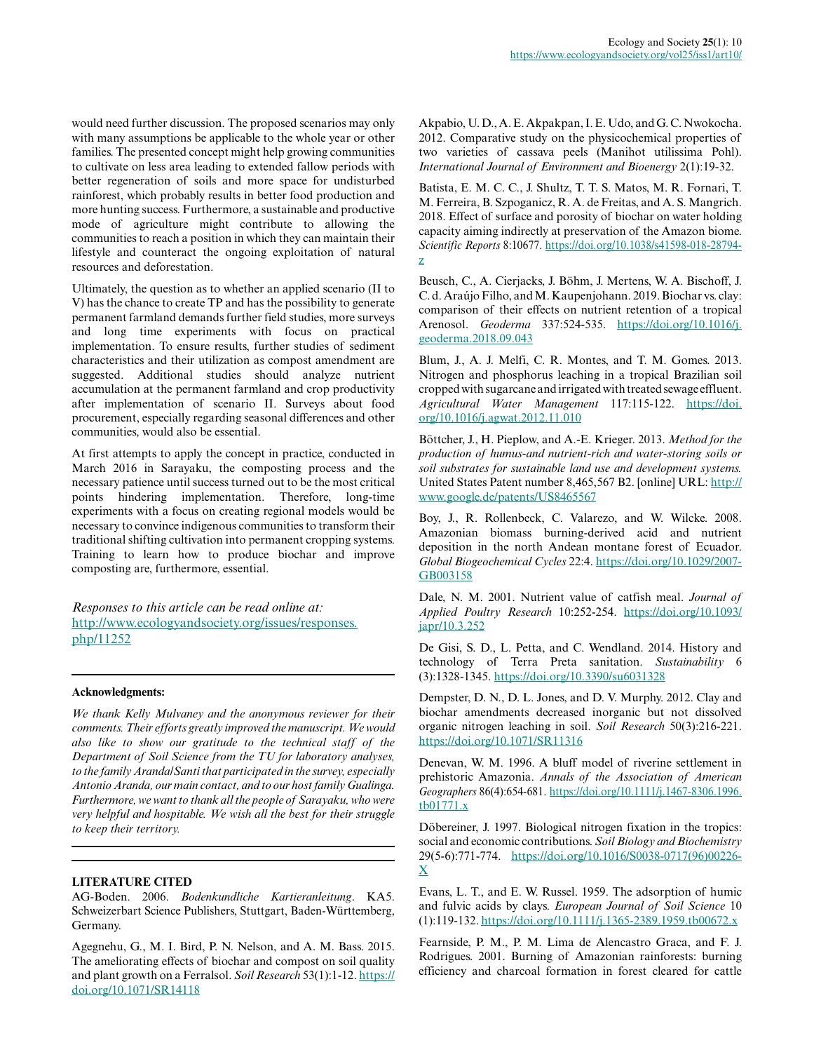would need further discussion. The proposed scenarios may only with many assumptions be applicable to the whole year or other families. The presented concept might help growing communities to cultivate on less area leading to extended fallow periods with better regeneration of soils and more space for undisturbed rainforest, which probably results in better food production and more hunting success. Furthermore, a sustainable and productive mode of agriculture might contribute to allowing the communities to reach a position in which they can maintain their lifestyle and counteract the ongoing exploitation of natural resources and deforestation.

Ultimately, the question as to whether an applied scenario (II to V) has the chance to create TP and has the possibility to generate permanent farmland demands further field studies, more surveys and long time experiments with focus on practical implementation. To ensure results, further studies of sediment characteristics and their utilization as compost amendment are suggested. Additional studies should analyze nutrient accumulation at the permanent farmland and crop productivity after implementation of scenario II. Surveys about food procurement, especially regarding seasonal differences and other communities, would also be essential.

At first attempts to apply the concept in practice, conducted in March 2016 in Sarayaku, the composting process and the necessary patience until success turned out to be the most critical points hindering implementation. Therefore, long-time experiments with a focus on creating regional models would be necessary to convince indigenous communities to transform their traditional shifting cultivation into permanent cropping systems. Training to learn how to produce biochar and improve composting are, furthermore, essential.

*Responses to this article can be read online at:*
http://www.ecologyandsociety.org/issues/responses.php/11252

**Acknowledgments:**

*We thank Kelly Mulvaney and the anonymous reviewer for their comments. Their efforts greatly improved the manuscript. We would also like to show our gratitude to the technical staff of the Department of Soil Science from the TU for laboratory analyses, to the family Aranda/Santi that participated in the survey, especially Antonio Aranda, our main contact, and to our host family Gualinga. Furthermore, we want to thank all the people of Sarayaku, who were very helpful and hospitable. We wish all the best for their struggle to keep their territory.*

## LITERATURE CITED

AG-Boden. 2006. *Bodenkundliche Kartieranleitung*. KA5. Schweizerbart Science Publishers, Stuttgart, Baden-Württemberg, Germany.

Agegnehu, G., M. I. Bird, P. N. Nelson, and A. M. Bass. 2015. The ameliorating effects of biochar and compost on soil quality and plant growth on a Ferralsol. *Soil Research* 53(1):1-12. https://doi.org/10.1071/SR14118

Akpabio, U. D., A. E. Akpakpan, I. E. Udo, and G. C. Nwokocha. 2012. Comparative study on the physicochemical properties of two varieties of cassava peels (Manihot utilissima Pohl). *International Journal of Environment and Bioenergy* 2(1):19-32.

Batista, E. M. C. C., J. Shultz, T. T. S. Matos, M. R. Fornari, T. M. Ferreira, B. Szpoganicz, R. A. de Freitas, and A. S. Mangrich. 2018. Effect of surface and porosity of biochar on water holding capacity aiming indirectly at preservation of the Amazon biome. *Scientific Reports* 8:10677. https://doi.org/10.1038/s41598-018-28794-z

Beusch, C., A. Cierjacks, J. Böhm, J. Mertens, W. A. Bischoff, J. C. d. Araújo Filho, and M. Kaupenjohann. 2019. Biochar vs. clay: comparison of their effects on nutrient retention of a tropical Arenosol. *Geoderma* 337:524-535. https://doi.org/10.1016/j.geoderma.2018.09.043

Blum, J., A. J. Melfi, C. R. Montes, and T. M. Gomes. 2013. Nitrogen and phosphorus leaching in a tropical Brazilian soil cropped with sugarcane and irrigated with treated sewage effluent. *Agricultural Water Management* 117:115-122. https://doi.org/10.1016/j.agwat.2012.11.010

Böttcher, J., H. Pieplow, and A.-E. Krieger. 2013. *Method for the production of humus-and nutrient-rich and water-storing soils or soil substrates for sustainable land use and development systems.* United States Patent number 8,465,567 B2. [online] URL: http://www.google.de/patents/US8465567

Boy, J., R. Rollenbeck, C. Valarezo, and W. Wilcke. 2008. Amazonian biomass burning-derived acid and nutrient deposition in the north Andean montane forest of Ecuador. *Global Biogeochemical Cycles* 22:4. https://doi.org/10.1029/2007-GB003158

Dale, N. M. 2001. Nutrient value of catfish meal. *Journal of Applied Poultry Research* 10:252-254. https://doi.org/10.1093/japr/10.3.252

De Gisi, S. D., L. Petta, and C. Wendland. 2014. History and technology of Terra Preta sanitation. *Sustainability* 6 (3):1328-1345. https://doi.org/10.3390/su6031328

Dempster, D. N., D. L. Jones, and D. V. Murphy. 2012. Clay and biochar amendments decreased inorganic but not dissolved organic nitrogen leaching in soil. *Soil Research* 50(3):216-221. https://doi.org/10.1071/SR11316

Denevan, W. M. 1996. A bluff model of riverine settlement in prehistoric Amazonia. *Annals of the Association of American Geographers* 86(4):654-681. https://doi.org/10.1111/j.1467-8306.1996.tb01771.x

Döbereiner, J. 1997. Biological nitrogen fixation in the tropics: social and economic contributions. *Soil Biology and Biochemistry* 29(5-6):771-774. https://doi.org/10.1016/S0038-0717(96)00226-X

Evans, L. T., and E. W. Russel. 1959. The adsorption of humic and fulvic acids by clays. *European Journal of Soil Science* 10 (1):119-132. https://doi.org/10.1111/j.1365-2389.1959.tb00672.x

Fearnside, P. M., P. M. Lima de Alencastro Graca, and F. J. Rodrigues. 2001. Burning of Amazonian rainforests: burning efficiency and charcoal formation in forest cleared for cattle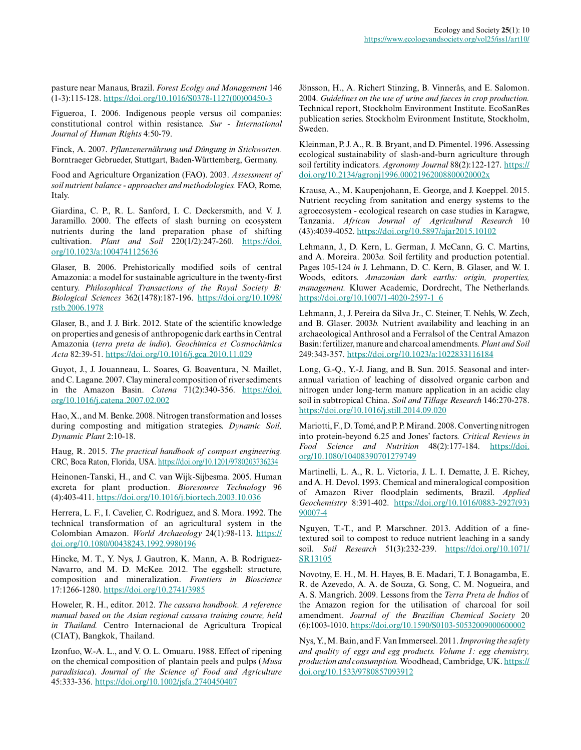pasture near Manaus, Brazil. *Forest Ecolgy and Management* 146 (1-3):115-128. https://doi.org/10.1016/S0378-1127(00)00450-3

Figueroa, I. 2006. Indigenous people versus oil companies: constitutional control within resistance. *Sur - International Journal of Human Rights* 4:50-79.

Finck, A. 2007. *Pflanzenernährung und Düngung in Stichworten.* Borntraeger Gebrueder, Stuttgart, Baden-Württemberg, Germany.

Food and Agriculture Organization (FAO). 2003. *Assessment of soil nutrient balance - approaches and methodologies.* FAO, Rome, Italy.

Giardina, C. P., R. L. Sanford, I. C. Døckersmith, and V. J. Jaramillo. 2000. The effects of slash burning on ecosystem nutrients during the land preparation phase of shifting cultivation. *Plant and Soil* 220(1/2):247-260. https://doi.org/10.1023/a:1004741125636

Glaser, B. 2006. Prehistorically modified soils of central Amazonia: a model for sustainable agriculture in the twenty-first century. *Philosophical Transactions of the Royal Society B: Biological Sciences* 362(1478):187-196. https://doi.org/10.1098/rstb.2006.1978

Glaser, B., and J. J. Birk. 2012. State of the scientific knowledge on properties and genesis of anthropogenic dark earths in Central Amazonia (*terra preta de índio*). *Geochimica et Cosmochimica Acta* 82:39-51. https://doi.org/10.1016/j.gca.2010.11.029

Guyot, J., J. Jouanneau, L. Soares, G. Boaventura, N. Maillet, and C. Lagane. 2007. Clay mineral composition of river sediments in the Amazon Basin. *Catena* 71(2):340-356. https://doi.org/10.1016/j.catena.2007.02.002

Hao, X., and M. Benke. 2008. Nitrogen transformation and losses during composting and mitigation strategies. *Dynamic Soil, Dynamic Plant* 2:10-18.

Haug, R. 2015. *The practical handbook of compost engineering.* CRC, Boca Raton, Florida, USA. https://doi.org/10.1201/9780203736234

Heinonen-Tanski, H., and C. van Wijk-Sijbesma. 2005. Human excreta for plant production. *Bioresource Technology* 96 (4):403-411. https://doi.org/10.1016/j.biortech.2003.10.036

Herrera, L. F., I. Cavelier, C. Rodríguez, and S. Mora. 1992. The technical transformation of an agricultural system in the Colombian Amazon. *World Archaeology* 24(1):98-113. https://doi.org/10.1080/00438243.1992.9980196

Hincke, M. T., Y. Nys, J. Gautron, K. Mann, A. B. Rodriguez-Navarro, and M. D. McKee. 2012. The eggshell: structure, composition and mineralization. *Frontiers in Bioscience* 17:1266-1280. https://doi.org/10.2741/3985

Howeler, R. H., editor. 2012. *The cassava handbook. A reference manual based on the Asian regional cassava training course, held in Thailand.* Centro Internacional de Agricultura Tropical (CIAT), Bangkok, Thailand.

Izonfuo, W.-A. L., and V. O. L. Omuaru. 1988. Effect of ripening on the chemical composition of plantain peels and pulps (*Musa paradisiaca*). *Journal of the Science of Food and Agriculture* 45:333-336. https://doi.org/10.1002/jsfa.2740450407

Jönsson, H., A. Richert Stinzing, B. Vinnerås, and E. Salomon. 2004. *Guidelines on the use of urine and faeces in crop production.* Technical report, Stockholm Environment Institute. EcoSanRes publication series. Stockholm Evironment Institute, Stockholm, Sweden.

Kleinman, P. J. A., R. B. Bryant, and D. Pimentel. 1996. Assessing ecological sustainability of slash-and-burn agriculture through soil fertility indicators. *Agronomy Journal* 88(2):122-127. https://doi.org/10.2134/agronj1996.00021962008800020002x

Krause, A., M. Kaupenjohann, E. George, and J. Koeppel. 2015. Nutrient recycling from sanitation and energy systems to the agroecosystem - ecological research on case studies in Karagwe, Tanzania. *African Journal of Agricultural Research* 10 (43):4039-4052. https://doi.org/10.5897/ajar2015.10102

Lehmann, J., D. Kern, L. German, J. McCann, G. C. Martins, and A. Moreira. 2003*a*. Soil fertility and production potential. Pages 105-124 *in* J. Lehmann, D. C. Kern, B. Glaser, and W. I. Woods, editors. *Amazonian dark earths: origin, properties, management.* Kluwer Academic, Dordrecht, The Netherlands. https://doi.org/10.1007/1-4020-2597-1_6

Lehmann, J., J. Pereira da Silva Jr., C. Steiner, T. Nehls, W. Zech, and B. Glaser. 2003*b*. Nutrient availability and leaching in an archaeological Anthrosol and a Ferralsol of the Central Amazon Basin: fertilizer, manure and charcoal amendments. *Plant and Soil* 249:343-357. https://doi.org/10.1023/a:1022833116184

Long, G.-Q., Y.-J. Jiang, and B. Sun. 2015. Seasonal and inter-annual variation of leaching of dissolved organic carbon and nitrogen under long-term manure application in an acidic clay soil in subtropical China. *Soil and Tillage Research* 146:270-278. https://doi.org/10.1016/j.still.2014.09.020

Mariotti, F., D. Tomé, and P. P. Mirand. 2008. Converting nitrogen into protein-beyond 6.25 and Jones' factors. *Critical Reviews in Food Science and Nutrition* 48(2):177-184. https://doi.org/10.1080/10408390701279749

Martinelli, L. A., R. L. Victoria, J. L. I. Dematte, J. E. Richey, and A. H. Devol. 1993. Chemical and mineralogical composition of Amazon River floodplain sediments, Brazil. *Applied Geochemistry* 8:391-402. https://doi.org/10.1016/0883-2927(93)90007-4

Nguyen, T.-T., and P. Marschner. 2013. Addition of a fine-textured soil to compost to reduce nutrient leaching in a sandy soil. *Soil Research* 51(3):232-239. https://doi.org/10.1071/SR13105

Novotny, E. H., M. H. Hayes, B. E. Madari, T. J. Bonagamba, E. R. de Azevedo, A. A. de Souza, G. Song, C. M. Nogueira, and A. S. Mangrich. 2009. Lessons from the *Terra Preta de Índios* of the Amazon region for the utilisation of charcoal for soil amendment. *Journal of the Brazilian Chemical Society* 20 (6):1003-1010. https://doi.org/10.1590/S0103-50532009000600002

Nys, Y., M. Bain, and F. Van Immerseel. 2011. *Improving the safety and quality of eggs and egg products. Volume 1: egg chemistry, production and consumption.* Woodhead, Cambridge, UK. https://doi.org/10.1533/9780857093912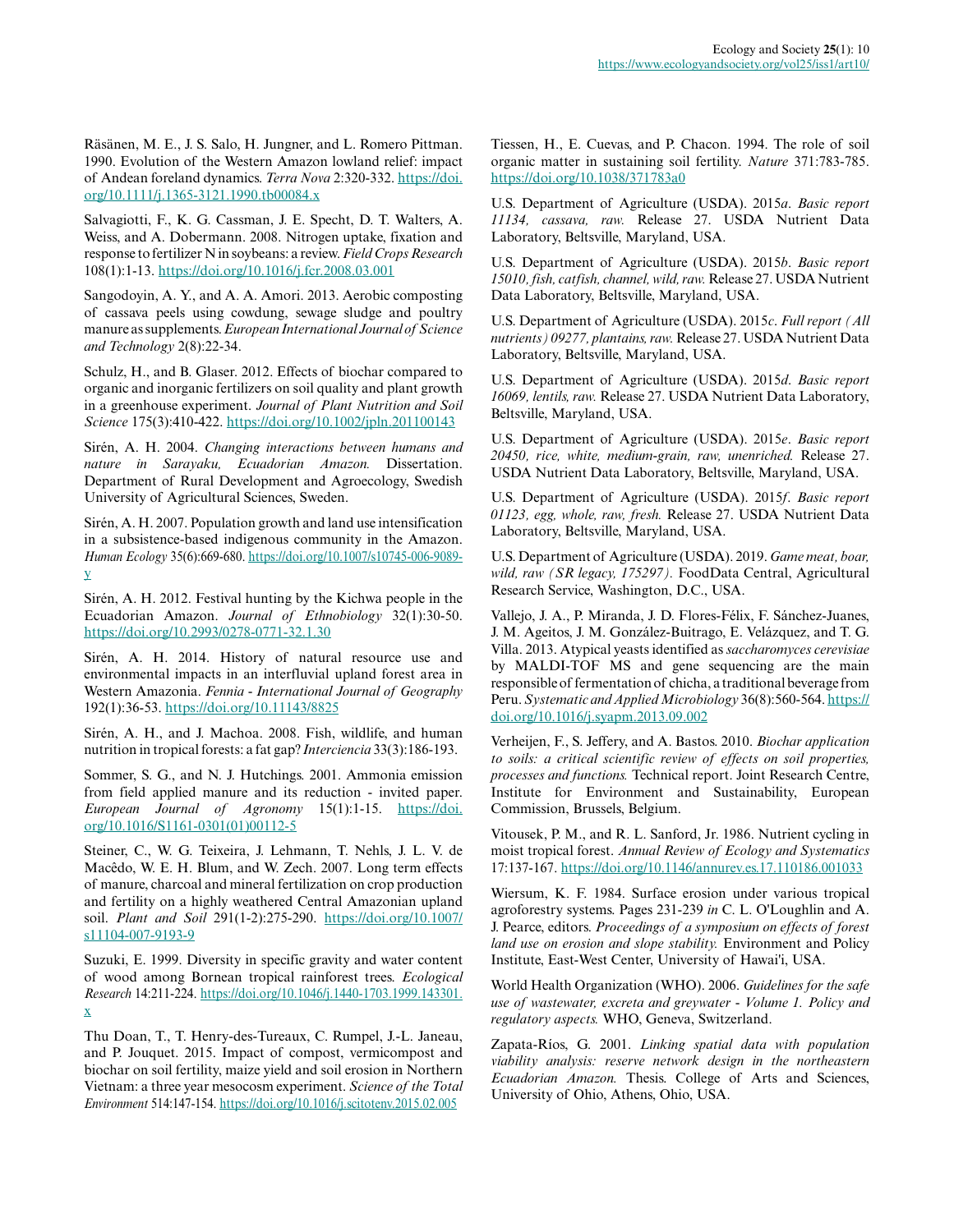Räsänen, M. E., J. S. Salo, H. Jungner, and L. Romero Pittman. 1990. Evolution of the Western Amazon lowland relief: impact of Andean foreland dynamics. *Terra Nova* 2:320-332. https://doi.org/10.1111/j.1365-3121.1990.tb00084.x

Salvagiotti, F., K. G. Cassman, J. E. Specht, D. T. Walters, A. Weiss, and A. Dobermann. 2008. Nitrogen uptake, fixation and response to fertilizer N in soybeans: a review. *Field Crops Research* 108(1):1-13. https://doi.org/10.1016/j.fcr.2008.03.001

Sangodoyin, A. Y., and A. A. Amori. 2013. Aerobic composting of cassava peels using cowdung, sewage sludge and poultry manure as supplements. *European International Journal of Science and Technology* 2(8):22-34.

Schulz, H., and B. Glaser. 2012. Effects of biochar compared to organic and inorganic fertilizers on soil quality and plant growth in a greenhouse experiment. *Journal of Plant Nutrition and Soil Science* 175(3):410-422. https://doi.org/10.1002/jpln.201100143

Sirén, A. H. 2004. *Changing interactions between humans and nature in Sarayaku, Ecuadorian Amazon.* Dissertation. Department of Rural Development and Agroecology, Swedish University of Agricultural Sciences, Sweden.

Sirén, A. H. 2007. Population growth and land use intensification in a subsistence-based indigenous community in the Amazon. *Human Ecology* 35(6):669-680. https://doi.org/10.1007/s10745-006-9089-y

Sirén, A. H. 2012. Festival hunting by the Kichwa people in the Ecuadorian Amazon. *Journal of Ethnobiology* 32(1):30-50. https://doi.org/10.2993/0278-0771-32.1.30

Sirén, A. H. 2014. History of natural resource use and environmental impacts in an interfluvial upland forest area in Western Amazonia. *Fennia - International Journal of Geography* 192(1):36-53. https://doi.org/10.11143/8825

Sirén, A. H., and J. Machoa. 2008. Fish, wildlife, and human nutrition in tropical forests: a fat gap? *Interciencia* 33(3):186-193.

Sommer, S. G., and N. J. Hutchings. 2001. Ammonia emission from field applied manure and its reduction - invited paper. *European Journal of Agronomy* 15(1):1-15. https://doi.org/10.1016/S1161-0301(01)00112-5

Steiner, C., W. G. Teixeira, J. Lehmann, T. Nehls, J. L. V. de Macêdo, W. E. H. Blum, and W. Zech. 2007. Long term effects of manure, charcoal and mineral fertilization on crop production and fertility on a highly weathered Central Amazonian upland soil. *Plant and Soil* 291(1-2):275-290. https://doi.org/10.1007/s11104-007-9193-9

Suzuki, E. 1999. Diversity in specific gravity and water content of wood among Bornean tropical rainforest trees. *Ecological Research* 14:211-224. https://doi.org/10.1046/j.1440-1703.1999.143301.x

Thu Doan, T., T. Henry-des-Tureaux, C. Rumpel, J.-L. Janeau, and P. Jouquet. 2015. Impact of compost, vermicompost and biochar on soil fertility, maize yield and soil erosion in Northern Vietnam: a three year mesocosm experiment. *Science of the Total Environment* 514:147-154. https://doi.org/10.1016/j.scitotenv.2015.02.005

Tiessen, H., E. Cuevas, and P. Chacon. 1994. The role of soil organic matter in sustaining soil fertility. *Nature* 371:783-785. https://doi.org/10.1038/371783a0

U.S. Department of Agriculture (USDA). 2015*a*. *Basic report 11134, cassava, raw.* Release 27. USDA Nutrient Data Laboratory, Beltsville, Maryland, USA.

U.S. Department of Agriculture (USDA). 2015*b*. *Basic report 15010, fish, catfish, channel, wild, raw.* Release 27. USDA Nutrient Data Laboratory, Beltsville, Maryland, USA.

U.S. Department of Agriculture (USDA). 2015*c*. *Full report (All nutrients) 09277, plantains, raw.* Release 27. USDA Nutrient Data Laboratory, Beltsville, Maryland, USA.

U.S. Department of Agriculture (USDA). 2015*d*. *Basic report 16069, lentils, raw.* Release 27. USDA Nutrient Data Laboratory, Beltsville, Maryland, USA.

U.S. Department of Agriculture (USDA). 2015*e*. *Basic report 20450, rice, white, medium-grain, raw, unenriched.* Release 27. USDA Nutrient Data Laboratory, Beltsville, Maryland, USA.

U.S. Department of Agriculture (USDA). 2015*f*. *Basic report 01123, egg, whole, raw, fresh.* Release 27. USDA Nutrient Data Laboratory, Beltsville, Maryland, USA.

U.S. Department of Agriculture (USDA). 2019. *Game meat, boar, wild, raw (SR legacy, 175297).* FoodData Central, Agricultural Research Service, Washington, D.C., USA.

Vallejo, J. A., P. Miranda, J. D. Flores-Félix, F. Sánchez-Juanes, J. M. Ageitos, J. M. González-Buitrago, E. Velázquez, and T. G. Villa. 2013. Atypical yeasts identified as *saccharomyces cerevisiae* by MALDI-TOF MS and gene sequencing are the main responsible of fermentation of chicha, a traditional beverage from Peru. *Systematic and Applied Microbiology* 36(8):560-564. https://doi.org/10.1016/j.syapm.2013.09.002

Verheijen, F., S. Jeffery, and A. Bastos. 2010. *Biochar application to soils: a critical scientific review of effects on soil properties, processes and functions.* Technical report. Joint Research Centre, Institute for Environment and Sustainability, European Commission, Brussels, Belgium.

Vitousek, P. M., and R. L. Sanford, Jr. 1986. Nutrient cycling in moist tropical forest. *Annual Review of Ecology and Systematics* 17:137-167. https://doi.org/10.1146/annurev.es.17.110186.001033

Wiersum, K. F. 1984. Surface erosion under various tropical agroforestry systems. Pages 231-239 *in* C. L. O'Loughlin and A. J. Pearce, editors. *Proceedings of a symposium on effects of forest land use on erosion and slope stability.* Environment and Policy Institute, East-West Center, University of Hawai'i, USA.

World Health Organization (WHO). 2006. *Guidelines for the safe use of wastewater, excreta and greywater - Volume 1. Policy and regulatory aspects.* WHO, Geneva, Switzerland.

Zapata-Ríos, G. 2001. *Linking spatial data with population viability analysis: reserve network design in the northeastern Ecuadorian Amazon.* Thesis. College of Arts and Sciences, University of Ohio, Athens, Ohio, USA.